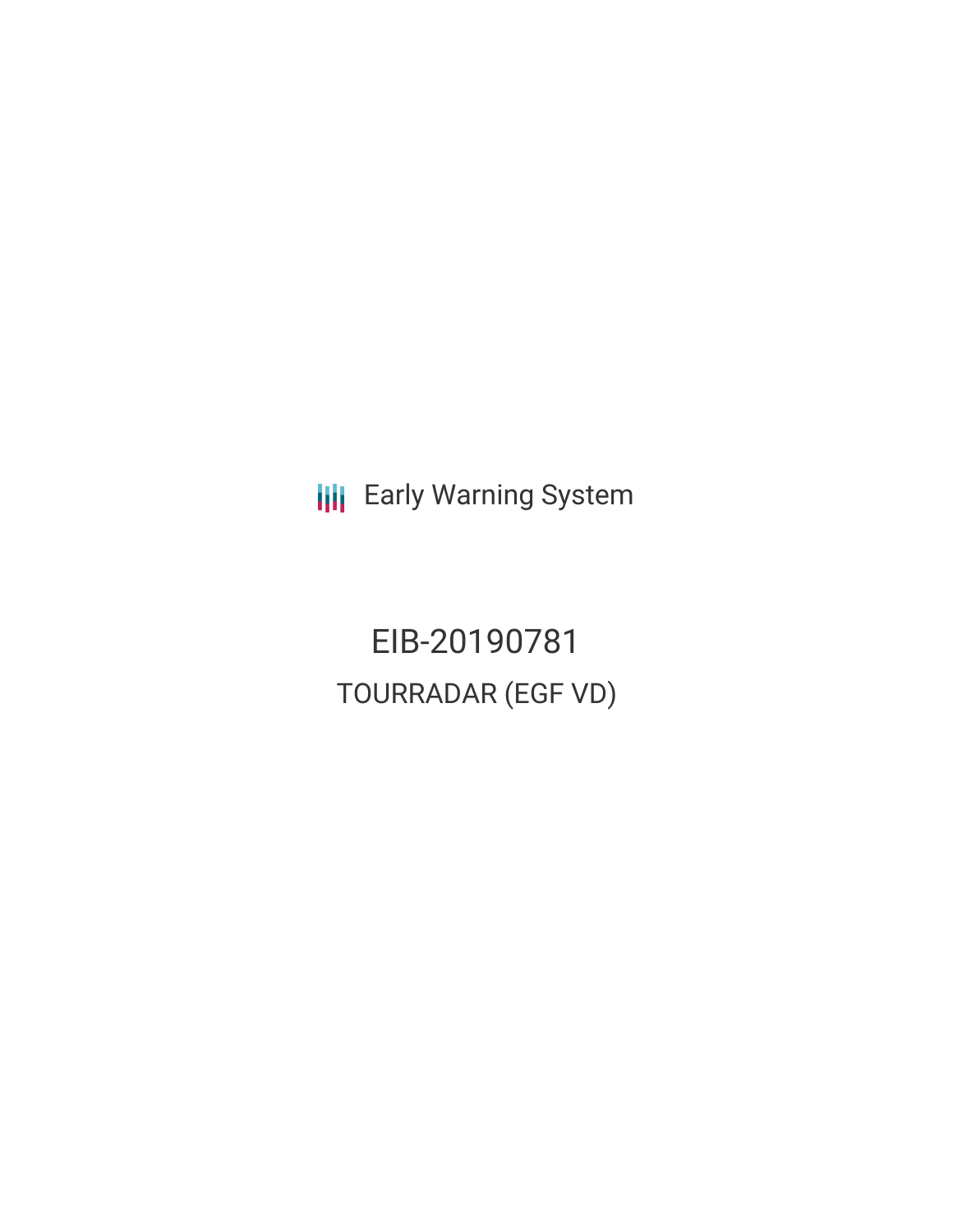Early Warning System

# EIB-20190781

## TOURRADAR (EGF VD)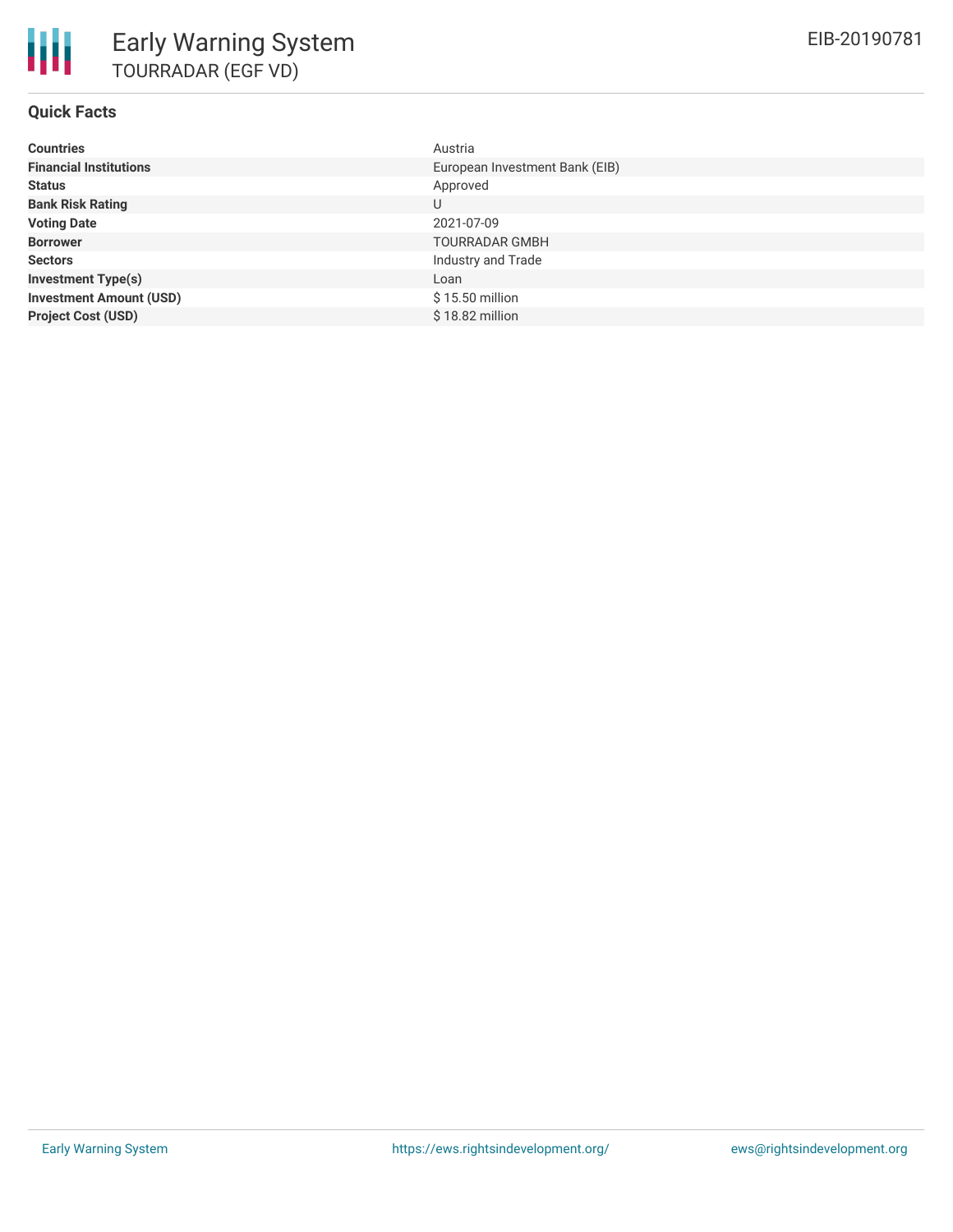# Early Warning System

## TOURRADAR (EGF VD)

EIB-20190781

### Quick Facts

| | |
|---|---|
| **Countries** | Austria |
| **Financial Institutions** | European Investment Bank (EIB) |
| **Status** | Approved |
| **Bank Risk Rating** | U |
| **Voting Date** | 2021-07-09 |
| **Borrower** | TOURRADAR GMBH |
| **Sectors** | Industry and Trade |
| **Investment Type(s)** | Loan |
| **Investment Amount (USD)** | $ 15.50 million |
| **Project Cost (USD)** | $ 18.82 million |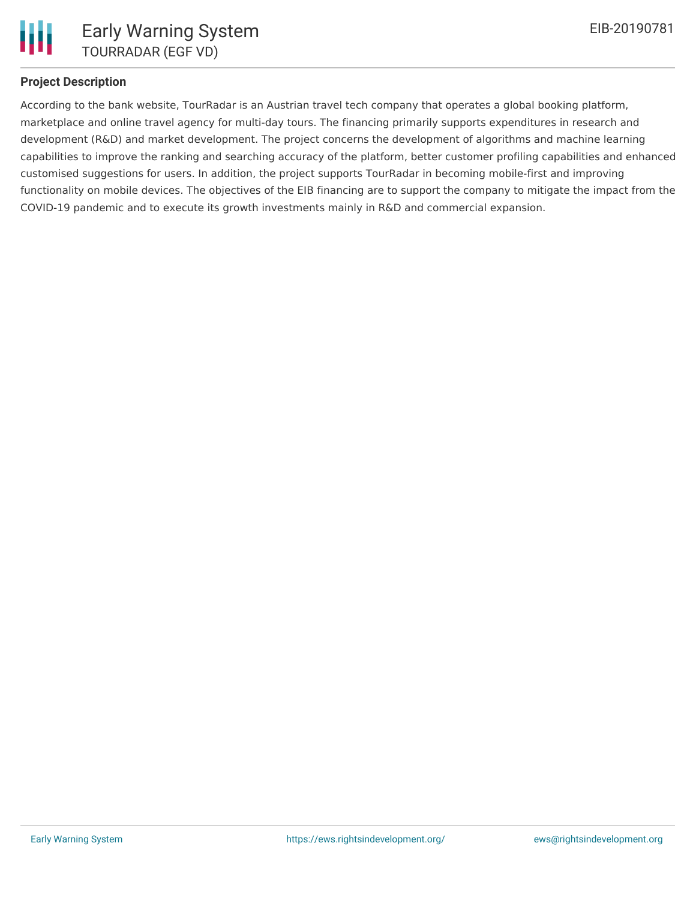## Project Description

According to the bank website, TourRadar is an Austrian travel tech company that operates a global booking platform, marketplace and online travel agency for multi-day tours. The financing primarily supports expenditures in research and development (R&D) and market development. The project concerns the development of algorithms and machine learning capabilities to improve the ranking and searching accuracy of the platform, better customer profiling capabilities and enhanced customised suggestions for users. In addition, the project supports TourRadar in becoming mobile-first and improving functionality on mobile devices. The objectives of the EIB financing are to support the company to mitigate the impact from the COVID-19 pandemic and to execute its growth investments mainly in R&D and commercial expansion.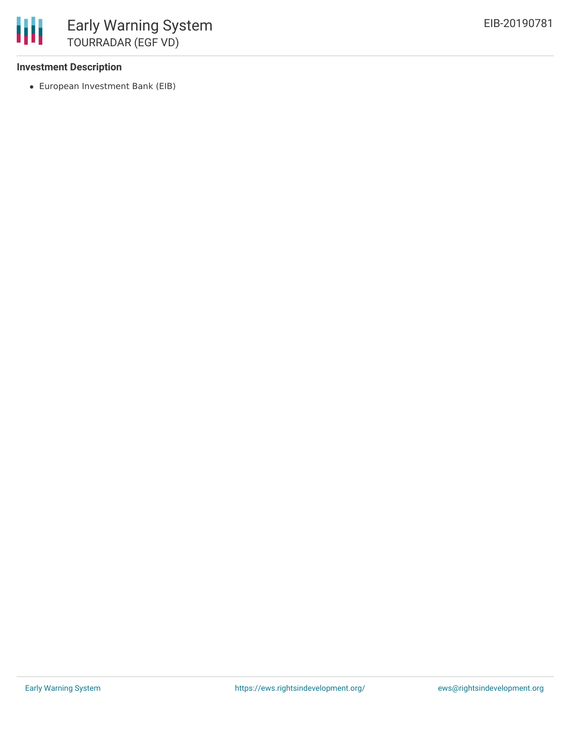### Investment Description

- European Investment Bank (EIB)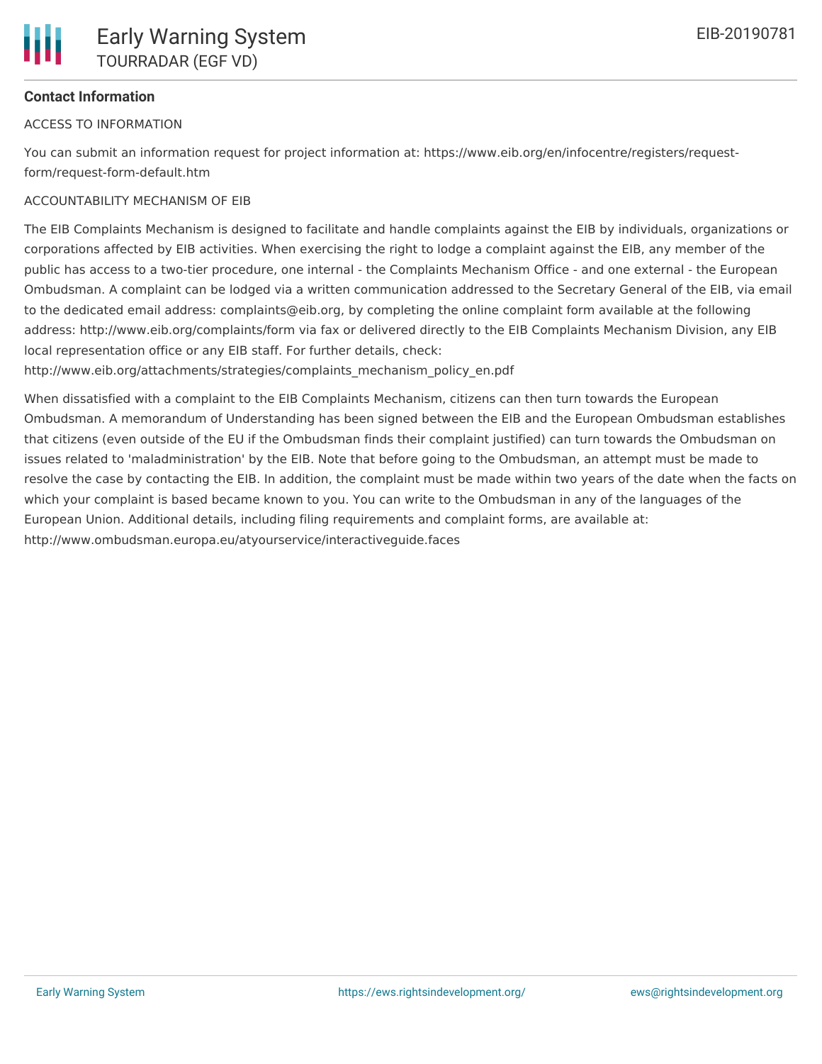**Contact Information**

ACCESS TO INFORMATION

You can submit an information request for project information at: https://www.eib.org/en/infocentre/registers/request-form/request-form-default.htm

ACCOUNTABILITY MECHANISM OF EIB

The EIB Complaints Mechanism is designed to facilitate and handle complaints against the EIB by individuals, organizations or corporations affected by EIB activities. When exercising the right to lodge a complaint against the EIB, any member of the public has access to a two-tier procedure, one internal - the Complaints Mechanism Office - and one external - the European Ombudsman. A complaint can be lodged via a written communication addressed to the Secretary General of the EIB, via email to the dedicated email address: complaints@eib.org, by completing the online complaint form available at the following address: http://www.eib.org/complaints/form via fax or delivered directly to the EIB Complaints Mechanism Division, any EIB local representation office or any EIB staff. For further details, check: http://www.eib.org/attachments/strategies/complaints_mechanism_policy_en.pdf

When dissatisfied with a complaint to the EIB Complaints Mechanism, citizens can then turn towards the European Ombudsman. A memorandum of Understanding has been signed between the EIB and the European Ombudsman establishes that citizens (even outside of the EU if the Ombudsman finds their complaint justified) can turn towards the Ombudsman on issues related to 'maladministration' by the EIB. Note that before going to the Ombudsman, an attempt must be made to resolve the case by contacting the EIB. In addition, the complaint must be made within two years of the date when the facts on which your complaint is based became known to you. You can write to the Ombudsman in any of the languages of the European Union. Additional details, including filing requirements and complaint forms, are available at: http://www.ombudsman.europa.eu/atyourservice/interactiveguide.faces